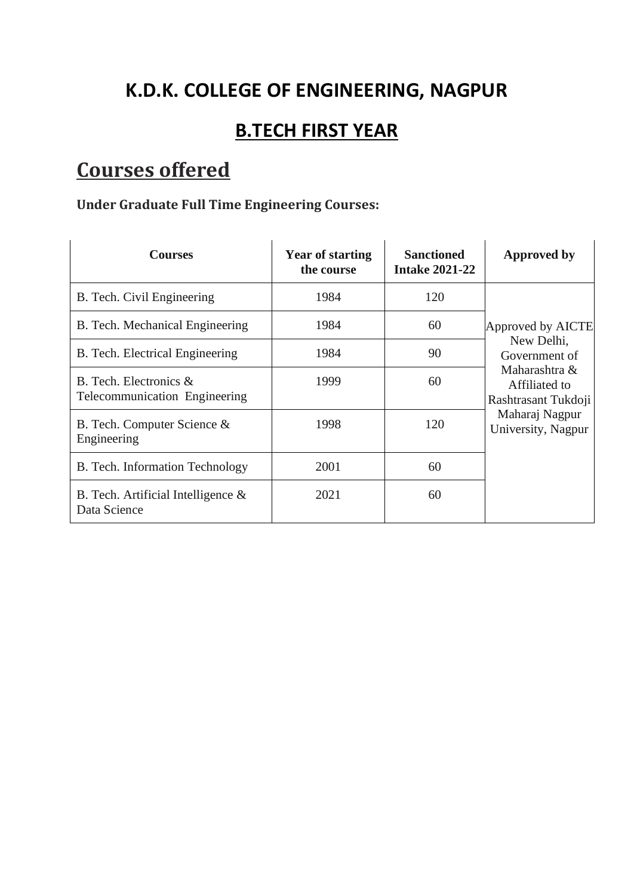# K.D.K. COLLEGE OF ENGINEERING, NAGPUR

## B.TECH FIRST YEAR

## Courses offered

### Under Graduate Full Time Engineering Courses:

| Courses | Year of starting the course | Sanctioned Intake 2021-22 | Approved by |
|---|---|---|---|
| B. Tech. Civil Engineering | 1984 | 120 | Approved by AICTE New Delhi, Government of Maharashtra & Affiliated to Rashtrasant Tukdoji Maharaj Nagpur University, Nagpur |
| B. Tech. Mechanical Engineering | 1984 | 60 | |
| B. Tech. Electrical Engineering | 1984 | 90 | |
| B. Tech. Electronics & Telecommunication Engineering | 1999 | 60 | |
| B. Tech. Computer Science & Engineering | 1998 | 120 | |
| B. Tech. Information Technology | 2001 | 60 | |
| B. Tech. Artificial Intelligence & Data Science | 2021 | 60 | |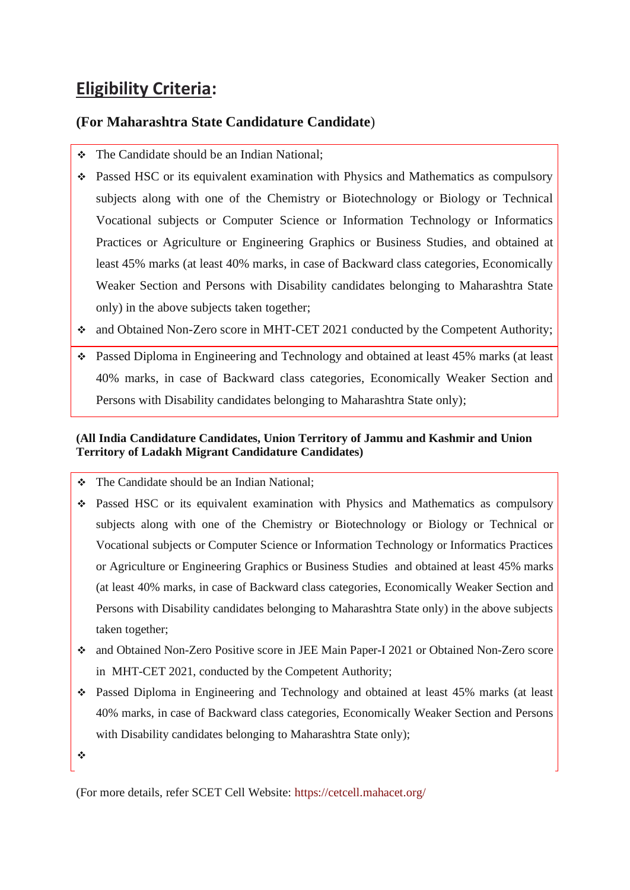## Eligibility Criteria:

### (For Maharashtra State Candidature Candidate)

- The Candidate should be an Indian National;
- Passed HSC or its equivalent examination with Physics and Mathematics as compulsory subjects along with one of the Chemistry or Biotechnology or Biology or Technical Vocational subjects or Computer Science or Information Technology or Informatics Practices or Agriculture or Engineering Graphics or Business Studies, and obtained at least 45% marks (at least 40% marks, in case of Backward class categories, Economically Weaker Section and Persons with Disability candidates belonging to Maharashtra State only) in the above subjects taken together;
- and Obtained Non-Zero score in MHT-CET 2021 conducted by the Competent Authority;
- Passed Diploma in Engineering and Technology and obtained at least 45% marks (at least 40% marks, in case of Backward class categories, Economically Weaker Section and Persons with Disability candidates belonging to Maharashtra State only);

#### (All India Candidature Candidates, Union Territory of Jammu and Kashmir and Union Territory of Ladakh Migrant Candidature Candidates)

- The Candidate should be an Indian National;
- Passed HSC or its equivalent examination with Physics and Mathematics as compulsory subjects along with one of the Chemistry or Biotechnology or Biology or Technical or Vocational subjects or Computer Science or Information Technology or Informatics Practices or Agriculture or Engineering Graphics or Business Studies and obtained at least 45% marks (at least 40% marks, in case of Backward class categories, Economically Weaker Section and Persons with Disability candidates belonging to Maharashtra State only) in the above subjects taken together;
- and Obtained Non-Zero Positive score in JEE Main Paper-I 2021 or Obtained Non-Zero score in MHT-CET 2021, conducted by the Competent Authority;
- Passed Diploma in Engineering and Technology and obtained at least 45% marks (at least 40% marks, in case of Backward class categories, Economically Weaker Section and Persons with Disability candidates belonging to Maharashtra State only);

(For more details, refer SCET Cell Website: https://cetcell.mahacet.org/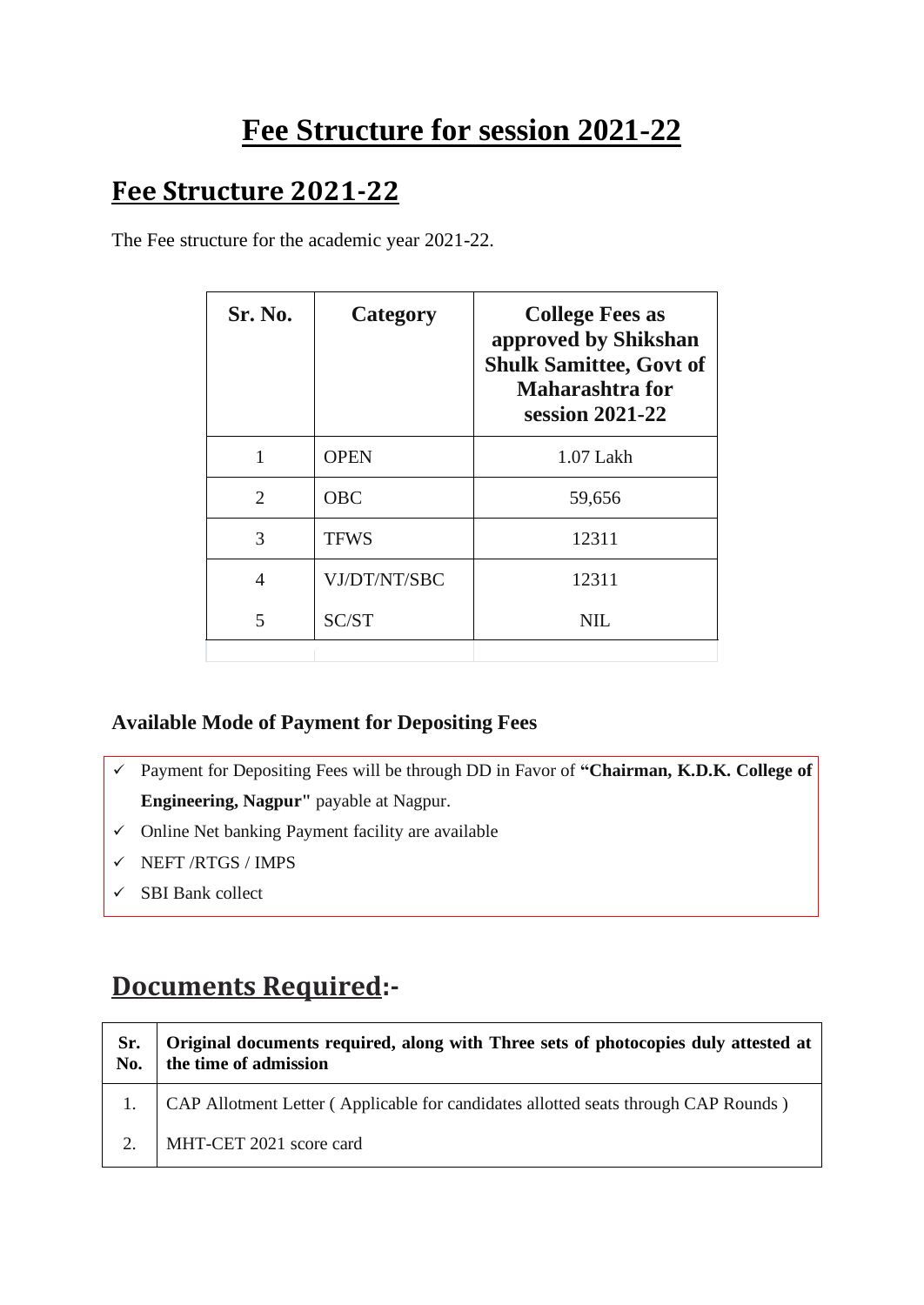# Fee Structure for session 2021-22

## Fee Structure 2021-22

The Fee structure for the academic year 2021-22.

| Sr. No. | Category | College Fees as approved by Shikshan Shulk Samittee, Govt of Maharashtra for session 2021-22 |
|---|---|---|
| 1 | OPEN | 1.07 Lakh |
| 2 | OBC | 59,656 |
| 3 | TFWS | 12311 |
| 4 | VJ/DT/NT/SBC | 12311 |
| 5 | SC/ST | NIL |

### Available Mode of Payment for Depositing Fees

- ✓ Payment for Depositing Fees will be through DD in Favor of **"Chairman, K.D.K. College of Engineering, Nagpur"** payable at Nagpur.
- ✓ Online Net banking Payment facility are available
- ✓ NEFT /RTGS / IMPS
- ✓ SBI Bank collect

## Documents Required:-

| Sr. No. | Original documents required, along with Three sets of photocopies duly attested at the time of admission |
|---|---|
| 1. | CAP Allotment Letter ( Applicable for candidates allotted seats through CAP Rounds ) |
| 2. | MHT-CET 2021 score card |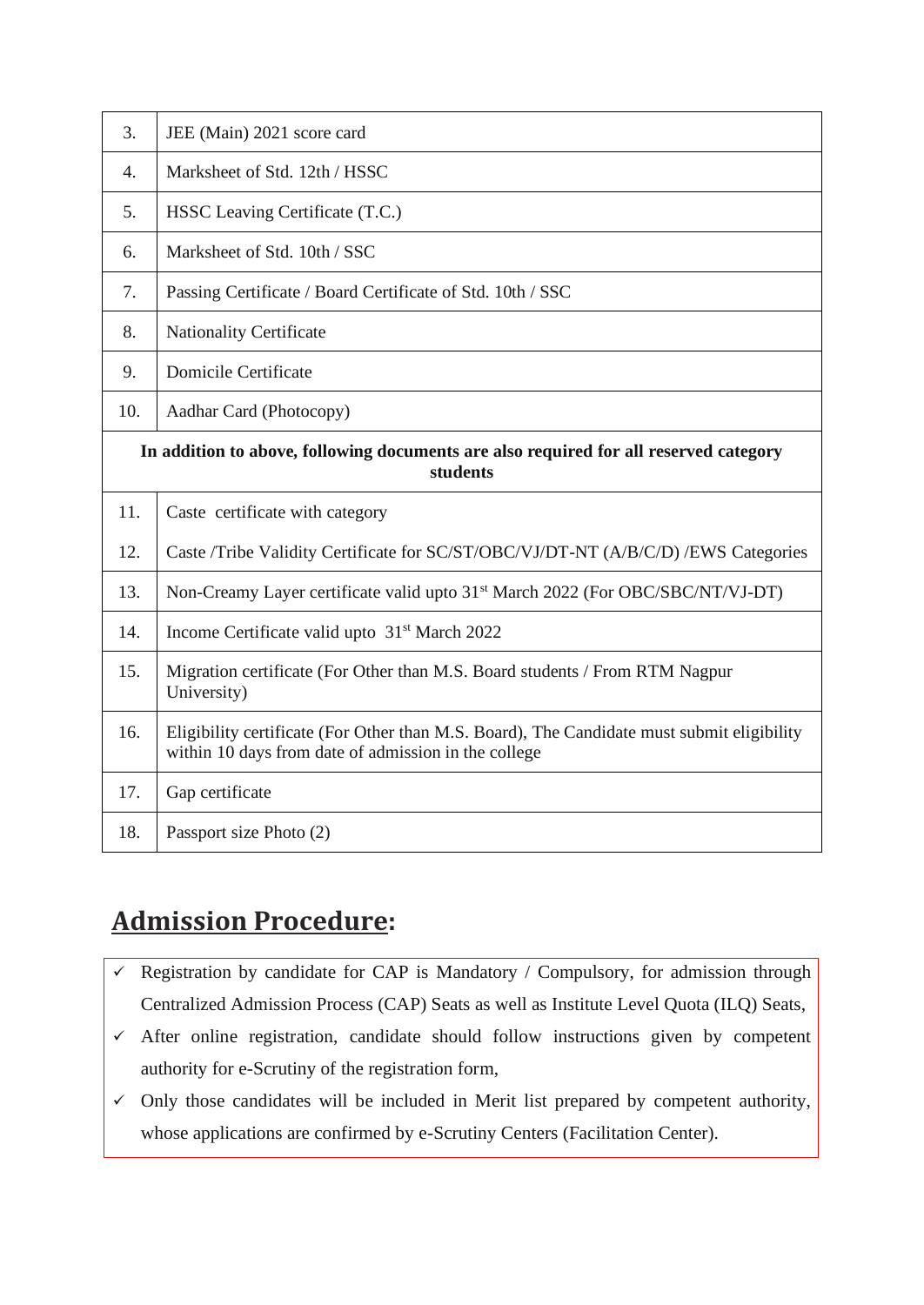| | |
|---|---|
| 3. | JEE (Main) 2021 score card |
| 4. | Marksheet of Std. 12th / HSSC |
| 5. | HSSC Leaving Certificate (T.C.) |
| 6. | Marksheet of Std. 10th / SSC |
| 7. | Passing Certificate / Board Certificate of Std. 10th / SSC |
| 8. | Nationality Certificate |
| 9. | Domicile Certificate |
| 10. | Aadhar Card (Photocopy) |
| **In addition to above, following documents are also required for all reserved category students** | |
| 11. | Caste certificate with category |
| 12. | Caste /Tribe Validity Certificate for SC/ST/OBC/VJ/DT-NT (A/B/C/D) /EWS Categories |
| 13. | Non-Creamy Layer certificate valid upto 31st March 2022 (For OBC/SBC/NT/VJ-DT) |
| 14. | Income Certificate valid upto 31st March 2022 |
| 15. | Migration certificate (For Other than M.S. Board students / From RTM Nagpur University) |
| 16. | Eligibility certificate (For Other than M.S. Board), The Candidate must submit eligibility within 10 days from date of admission in the college |
| 17. | Gap certificate |
| 18. | Passport size Photo (2) |

## Admission Procedure:

- ✓ Registration by candidate for CAP is Mandatory / Compulsory, for admission through Centralized Admission Process (CAP) Seats as well as Institute Level Quota (ILQ) Seats,
- ✓ After online registration, candidate should follow instructions given by competent authority for e-Scrutiny of the registration form,
- ✓ Only those candidates will be included in Merit list prepared by competent authority, whose applications are confirmed by e-Scrutiny Centers (Facilitation Center).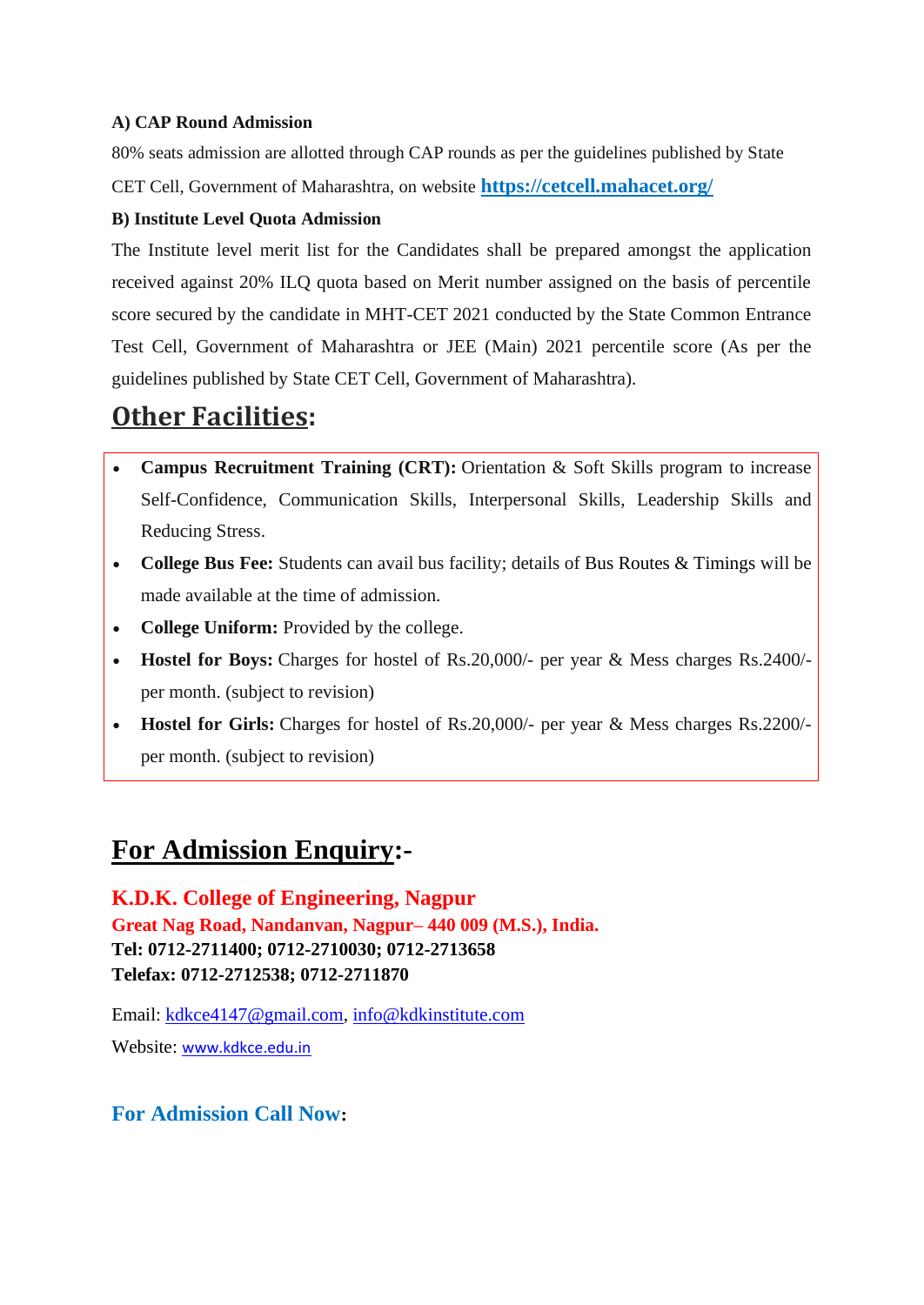**A) CAP Round Admission**

80% seats admission are allotted through CAP rounds as per the guidelines published by State CET Cell, Government of Maharashtra, on website **https://cetcell.mahacet.org/**

**B) Institute Level Quota Admission**

The Institute level merit list for the Candidates shall be prepared amongst the application received against 20% ILQ quota based on Merit number assigned on the basis of percentile score secured by the candidate in MHT-CET 2021 conducted by the State Common Entrance Test Cell, Government of Maharashtra or JEE (Main) 2021 percentile score (As per the guidelines published by State CET Cell, Government of Maharashtra).

## Other Facilities:

- **Campus Recruitment Training (CRT):** Orientation & Soft Skills program to increase Self-Confidence, Communication Skills, Interpersonal Skills, Leadership Skills and Reducing Stress.
- **College Bus Fee:** Students can avail bus facility; details of Bus Routes & Timings will be made available at the time of admission.
- **College Uniform:** Provided by the college.
- **Hostel for Boys:** Charges for hostel of Rs.20,000/- per year & Mess charges Rs.2400/- per month. (subject to revision)
- **Hostel for Girls:** Charges for hostel of Rs.20,000/- per year & Mess charges Rs.2200/- per month. (subject to revision)

## For Admission Enquiry:-

**K.D.K. College of Engineering, Nagpur**

**Great Nag Road, Nandanvan, Nagpur– 440 009 (M.S.), India.**

**Tel: 0712-2711400; 0712-2710030; 0712-2713658**

**Telefax: 0712-2712538; 0712-2711870**

Email: kdkce4147@gmail.com, info@kdkinstitute.com

Website: www.kdkce.edu.in

**For Admission Call Now:**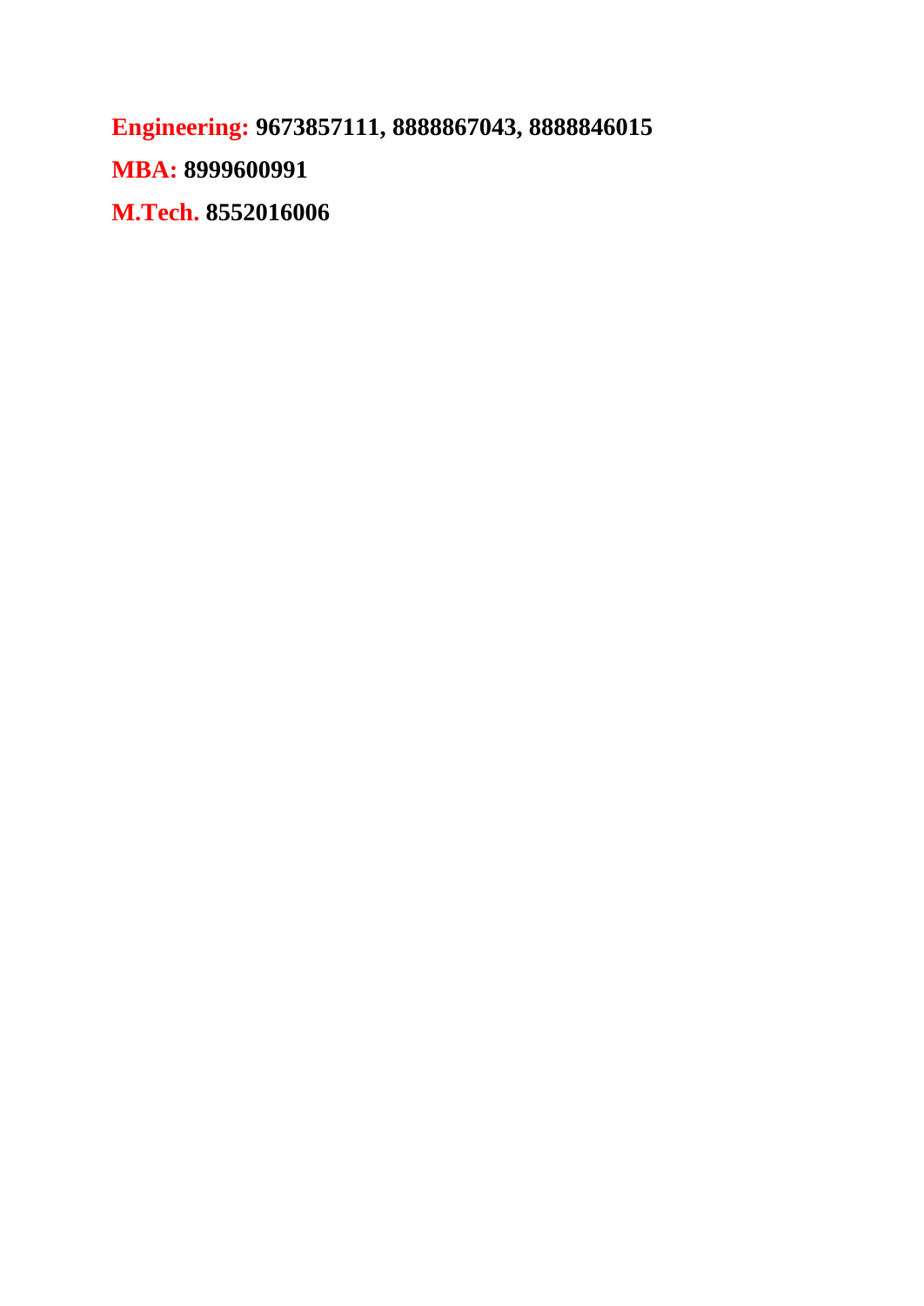**Engineering:** **9673857111, 8888867043, 8888846015**

**MBA:** **8999600991**

**M.Tech.** **8552016006**